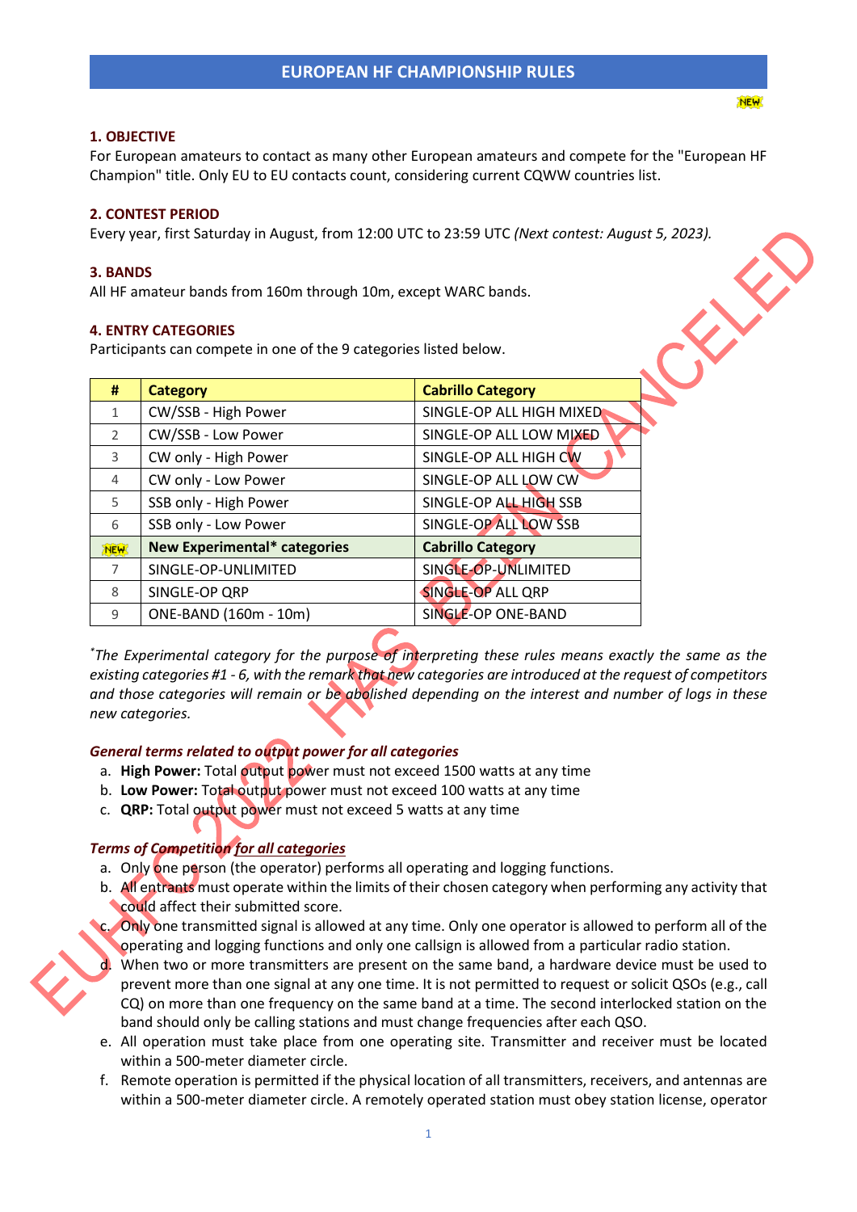# EUROPEAN HF CHAMPIONSHIP RULES

EUHFC 2022 HAS BEEN CANCELED

### 1. OBJECTIVE

For European amateurs to contact as many other European amateurs and compete for the "European HF Champion" title. Only EU to EU contacts count, considering current CQWW countries list.

### 2. CONTEST PERIOD

Every year, first Saturday in August, from 12:00 UTC to 23:59 UTC *(Next contest: August 5, 2023).*

### 3. BANDS

All HF amateur bands from 160m through 10m, except WARC bands.

### 4. ENTRY CATEGORIES

Participants can compete in one of the 9 categories listed below.

| # | Category | Cabrillo Category |
|---|---|---|
| 1 | CW/SSB - High Power | SINGLE-OP ALL HIGH MIXED |
| 2 | CW/SSB - Low Power | SINGLE-OP ALL LOW MIXED |
| 3 | CW only - High Power | SINGLE-OP ALL HIGH CW |
| 4 | CW only - Low Power | SINGLE-OP ALL LOW CW |
| 5 | SSB only - High Power | SINGLE-OP ALL HIGH SSB |
| 6 | SSB only - Low Power | SINGLE-OP ALL LOW SSB |
| NEW | **New Experimental* categories** | **Cabrillo Category** |
| 7 | SINGLE-OP-UNLIMITED | SINGLE-OP-UNLIMITED |
| 8 | SINGLE-OP QRP | SINGLE-OP ALL QRP |
| 9 | ONE-BAND (160m - 10m) | SINGLE-OP ONE-BAND |

**The Experimental category for the purpose of interpreting these rules means exactly the same as the existing categories #1 - 6, with the remark that new categories are introduced at the request of competitors and those categories will remain or be abolished depending on the interest and number of logs in these new categories.*

***General terms related to output power for all categories***

a. **High Power:** Total output power must not exceed 1500 watts at any time
b. **Low Power:** Total output power must not exceed 100 watts at any time
c. **QRP:** Total output power must not exceed 5 watts at any time

***Terms of Competition for all categories***

a. Only one person (the operator) performs all operating and logging functions.
b. All entrants must operate within the limits of their chosen category when performing any activity that could affect their submitted score.
c. Only one transmitted signal is allowed at any time. Only one operator is allowed to perform all of the operating and logging functions and only one callsign is allowed from a particular radio station.
d. When two or more transmitters are present on the same band, a hardware device must be used to prevent more than one signal at any one time. It is not permitted to request or solicit QSOs (e.g., call CQ) on more than one frequency on the same band at a time. The second interlocked station on the band should only be calling stations and must change frequencies after each QSO.
e. All operation must take place from one operating site. Transmitter and receiver must be located within a 500-meter diameter circle.
f. Remote operation is permitted if the physical location of all transmitters, receivers, and antennas are within a 500-meter diameter circle. A remotely operated station must obey station license, operator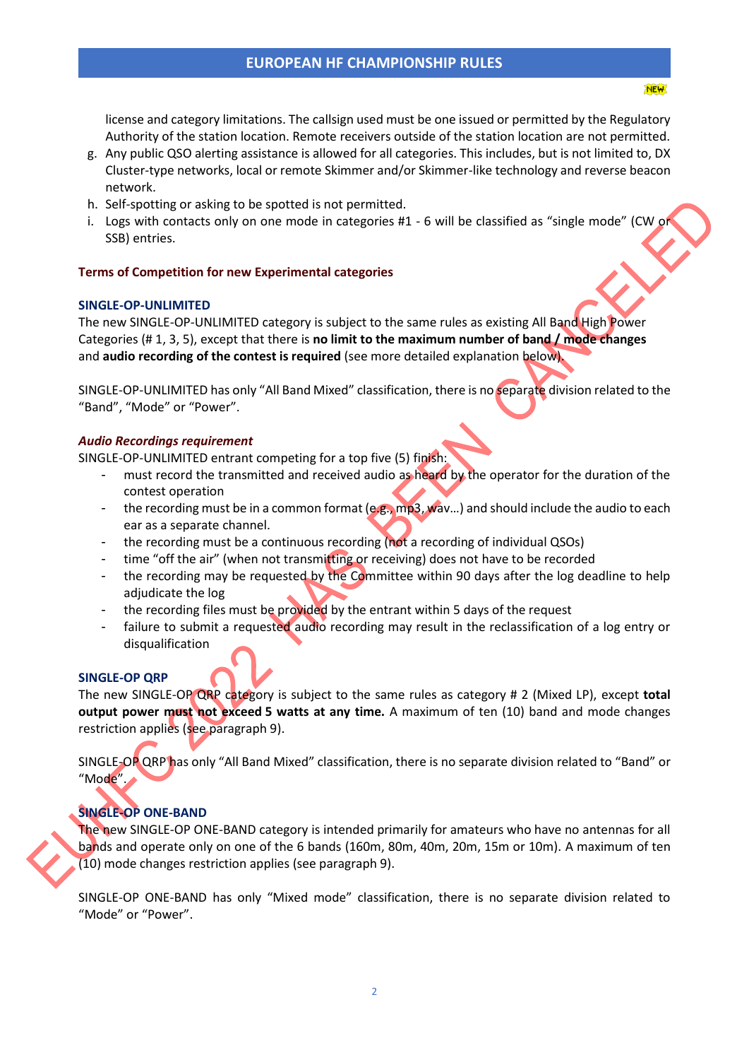license and category limitations. The callsign used must be one issued or permitted by the Regulatory Authority of the station location. Remote receivers outside of the station location are not permitted.

g. Any public QSO alerting assistance is allowed for all categories. This includes, but is not limited to, DX Cluster-type networks, local or remote Skimmer and/or Skimmer-like technology and reverse beacon network.
h. Self-spotting or asking to be spotted is not permitted.
i. Logs with contacts only on one mode in categories #1 - 6 will be classified as "single mode" (CW or SSB) entries.

EUHFC 2022 HAS BEEN CANCELED

## Terms of Competition for new Experimental categories

### SINGLE-OP-UNLIMITED

The new SINGLE-OP-UNLIMITED category is subject to the same rules as existing All Band High Power Categories (# 1, 3, 5), except that there is **no limit to the maximum number of band / mode changes** and **audio recording of the contest is required** (see more detailed explanation below).

SINGLE-OP-UNLIMITED has only "All Band Mixed" classification, there is no separate division related to the "Band", "Mode" or "Power".

#### *Audio Recordings requirement*

SINGLE-OP-UNLIMITED entrant competing for a top five (5) finish:

- must record the transmitted and received audio as heard by the operator for the duration of the contest operation
- the recording must be in a common format (e.g., mp3, wav…) and should include the audio to each ear as a separate channel.
- the recording must be a continuous recording (not a recording of individual QSOs)
- time "off the air" (when not transmitting or receiving) does not have to be recorded
- the recording may be requested by the Committee within 90 days after the log deadline to help adjudicate the log
- the recording files must be provided by the entrant within 5 days of the request
- failure to submit a requested audio recording may result in the reclassification of a log entry or disqualification

### SINGLE-OP QRP

The new SINGLE-OP QRP category is subject to the same rules as category # 2 (Mixed LP), except **total output power must not exceed 5 watts at any time.** A maximum of ten (10) band and mode changes restriction applies (see paragraph 9).

SINGLE-OP QRP has only "All Band Mixed" classification, there is no separate division related to "Band" or "Mode".

### SINGLE-OP ONE-BAND

The new SINGLE-OP ONE-BAND category is intended primarily for amateurs who have no antennas for all bands and operate only on one of the 6 bands (160m, 80m, 40m, 20m, 15m or 10m). A maximum of ten (10) mode changes restriction applies (see paragraph 9).

SINGLE-OP ONE-BAND has only "Mixed mode" classification, there is no separate division related to "Mode" or "Power".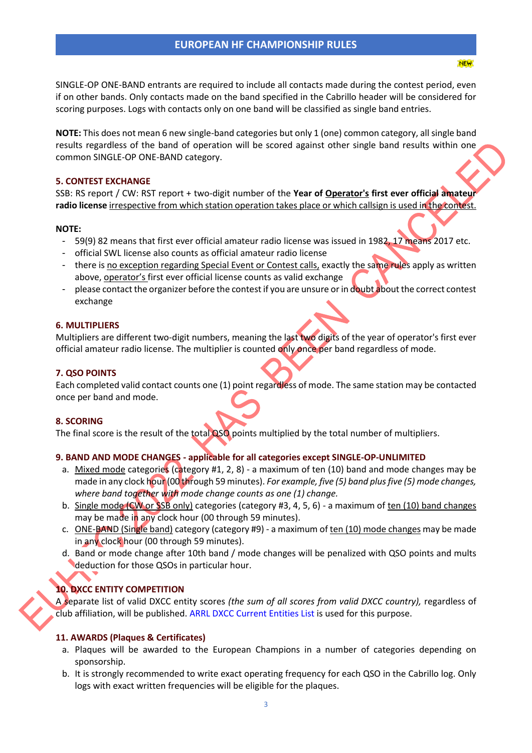## EUROPEAN HF CHAMPIONSHIP RULES

NEW

SINGLE-OP ONE-BAND entrants are required to include all contacts made during the contest period, even if on other bands. Only contacts made on the band specified in the Cabrillo header will be considered for scoring purposes. Logs with contacts only on one band will be classified as single band entries.

**NOTE:** This does not mean 6 new single-band categories but only 1 (one) common category, all single band results regardless of the band of operation will be scored against other single band results within one common SINGLE-OP ONE-BAND category.

EUHFC 2022 HAS BEEN CANCELED

### 5. CONTEST EXCHANGE

SSB: RS report / CW: RST report + two-digit number of the **Year of Operator's first ever official amateur radio license** irrespective from which station operation takes place or which callsign is used in the contest.

**NOTE:**

- 59(9) 82 means that first ever official amateur radio license was issued in 1982, 17 means 2017 etc.
- official SWL license also counts as official amateur radio license
- there is no exception regarding Special Event or Contest calls, exactly the same rules apply as written above, operator's first ever official license counts as valid exchange
- please contact the organizer before the contest if you are unsure or in doubt about the correct contest exchange

### 6. MULTIPLIERS

Multipliers are different two-digit numbers, meaning the last two digits of the year of operator's first ever official amateur radio license. The multiplier is counted only once per band regardless of mode.

### 7. QSO POINTS

Each completed valid contact counts one (1) point regardless of mode. The same station may be contacted once per band and mode.

### 8. SCORING

The final score is the result of the total QSO points multiplied by the total number of multipliers.

### 9. BAND AND MODE CHANGES - applicable for all categories except SINGLE-OP-UNLIMITED

a. Mixed mode categories (category #1, 2, 8) - a maximum of ten (10) band and mode changes may be made in any clock hour (00 through 59 minutes). *For example, five (5) band plus five (5) mode changes, where band together with mode change counts as one (1) change.*

b. Single mode (CW or SSB only) categories (category #3, 4, 5, 6) - a maximum of ten (10) band changes may be made in any clock hour (00 through 59 minutes).

c. ONE-BAND (Single band) category (category #9) - a maximum of ten (10) mode changes may be made in any clock hour (00 through 59 minutes).

d. Band or mode change after 10th band / mode changes will be penalized with QSO points and mults deduction for those QSOs in particular hour.

### 10. DXCC ENTITY COMPETITION

A separate list of valid DXCC entity scores *(the sum of all scores from valid DXCC country),* regardless of club affiliation, will be published. ARRL DXCC Current Entities List is used for this purpose.

### 11. AWARDS (Plaques & Certificates)

a. Plaques will be awarded to the European Champions in a number of categories depending on sponsorship.

b. It is strongly recommended to write exact operating frequency for each QSO in the Cabrillo log. Only logs with exact written frequencies will be eligible for the plaques.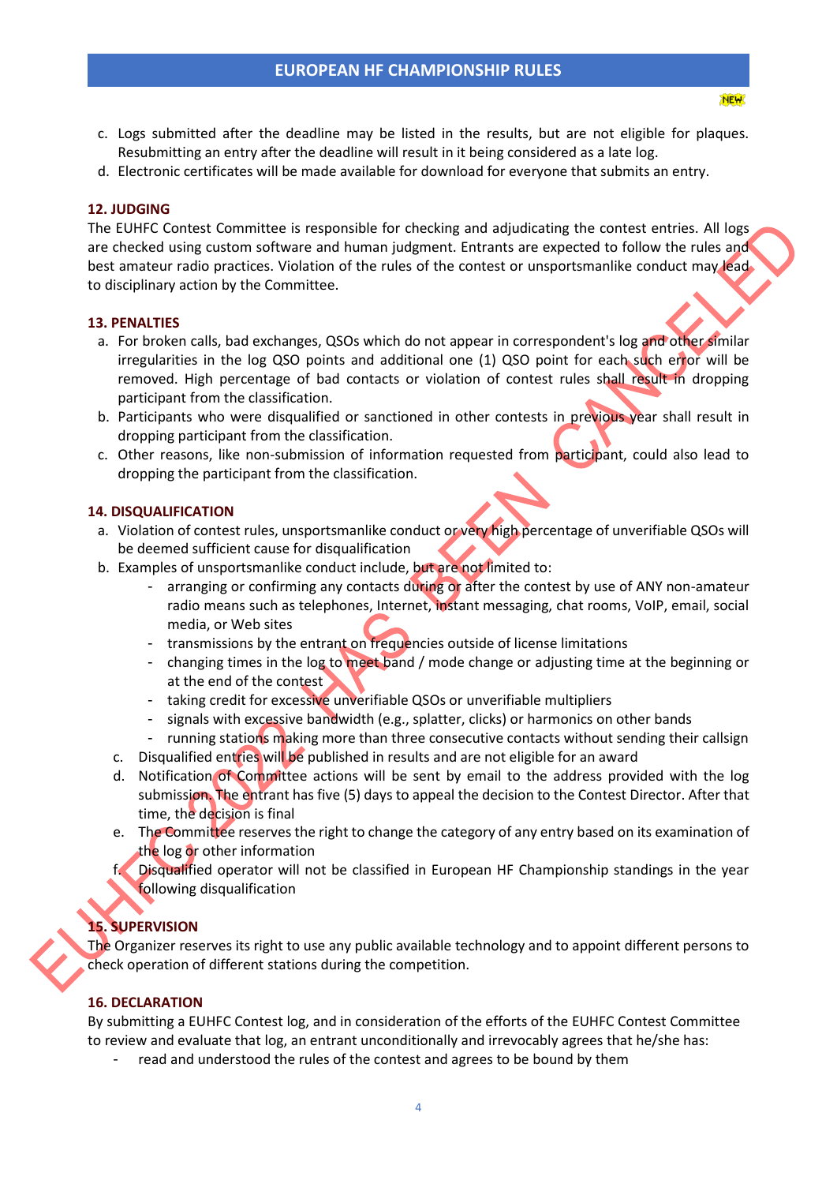c. Logs submitted after the deadline may be listed in the results, but are not eligible for plaques. Resubmitting an entry after the deadline will result in it being considered as a late log.

d. Electronic certificates will be made available for download for everyone that submits an entry.

### 12. JUDGING

The EUHFC Contest Committee is responsible for checking and adjudicating the contest entries. All logs are checked using custom software and human judgment. Entrants are expected to follow the rules and best amateur radio practices. Violation of the rules of the contest or unsportsmanlike conduct may lead to disciplinary action by the Committee.

### 13. PENALTIES

a. For broken calls, bad exchanges, QSOs which do not appear in correspondent's log and other similar irregularities in the log QSO points and additional one (1) QSO point for each such error will be removed. High percentage of bad contacts or violation of contest rules shall result in dropping participant from the classification.

b. Participants who were disqualified or sanctioned in other contests in previous year shall result in dropping participant from the classification.

c. Other reasons, like non-submission of information requested from participant, could also lead to dropping the participant from the classification.

### 14. DISQUALIFICATION

a. Violation of contest rules, unsportsmanlike conduct or very high percentage of unverifiable QSOs will be deemed sufficient cause for disqualification

b. Examples of unsportsmanlike conduct include, but are not limited to:
   - arranging or confirming any contacts during or after the contest by use of ANY non-amateur radio means such as telephones, Internet, instant messaging, chat rooms, VoIP, email, social media, or Web sites
   - transmissions by the entrant on frequencies outside of license limitations
   - changing times in the log to meet band / mode change or adjusting time at the beginning or at the end of the contest
   - taking credit for excessive unverifiable QSOs or unverifiable multipliers
   - signals with excessive bandwidth (e.g., splatter, clicks) or harmonics on other bands
   - running stations making more than three consecutive contacts without sending their callsign

c. Disqualified entries will be published in results and are not eligible for an award

d. Notification of Committee actions will be sent by email to the address provided with the log submission. The entrant has five (5) days to appeal the decision to the Contest Director. After that time, the decision is final

e. The Committee reserves the right to change the category of any entry based on its examination of the log or other information

f. Disqualified operator will not be classified in European HF Championship standings in the year following disqualification

### 15. SUPERVISION

The Organizer reserves its right to use any public available technology and to appoint different persons to check operation of different stations during the competition.

### 16. DECLARATION

By submitting a EUHFC Contest log, and in consideration of the efforts of the EUHFC Contest Committee to review and evaluate that log, an entrant unconditionally and irrevocably agrees that he/she has:

- read and understood the rules of the contest and agrees to be bound by them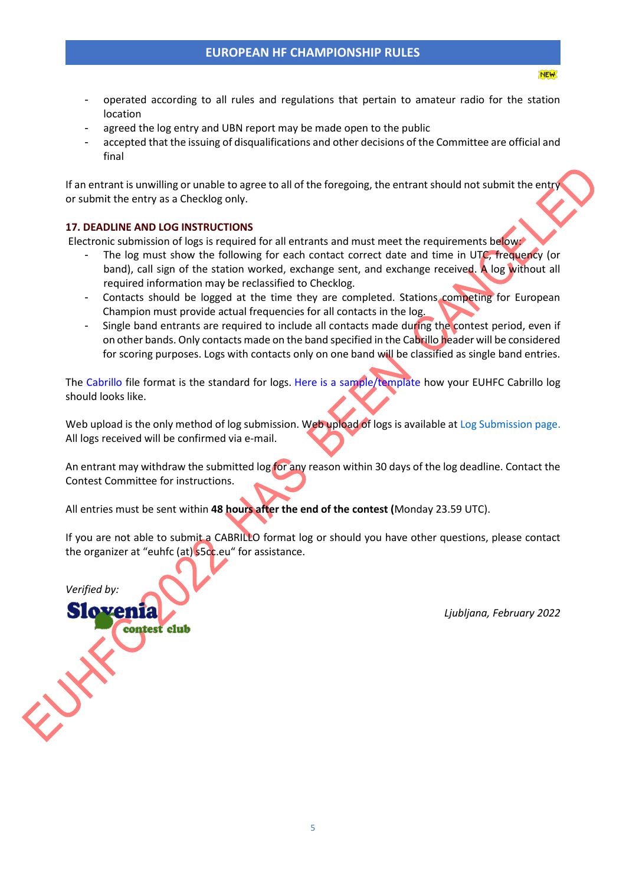- operated according to all rules and regulations that pertain to amateur radio for the station location
- agreed the log entry and UBN report may be made open to the public
- accepted that the issuing of disqualifications and other decisions of the Committee are official and final

If an entrant is unwilling or unable to agree to all of the foregoing, the entrant should not submit the entry or submit the entry as a Checklog only.

**17. DEADLINE AND LOG INSTRUCTIONS**

Electronic submission of logs is required for all entrants and must meet the requirements below:

- The log must show the following for each contact correct date and time in UTC, frequency (or band), call sign of the station worked, exchange sent, and exchange received. A log without all required information may be reclassified to Checklog.
- Contacts should be logged at the time they are completed. Stations competing for European Champion must provide actual frequencies for all contacts in the log.
- Single band entrants are required to include all contacts made during the contest period, even if on other bands. Only contacts made on the band specified in the Cabrillo header will be considered for scoring purposes. Logs with contacts only on one band will be classified as single band entries.

The Cabrillo file format is the standard for logs. Here is a sample/template how your EUHFC Cabrillo log should looks like.

Web upload is the only method of log submission. Web upload of logs is available at Log Submission page. All logs received will be confirmed via e-mail.

An entrant may withdraw the submitted log for any reason within 30 days of the log deadline. Contact the Contest Committee for instructions.

All entries must be sent within **48 hours after the end of the contest (**Monday 23.59 UTC).

If you are not able to submit a CABRILLO format log or should you have other questions, please contact the organizer at “euhfc (at) s5cc.eu“ for assistance.

*Verified by:*

Slovenia contest club

*Ljubljana, February 2022*

EUHFC 2022 HAS BEEN CANCELED